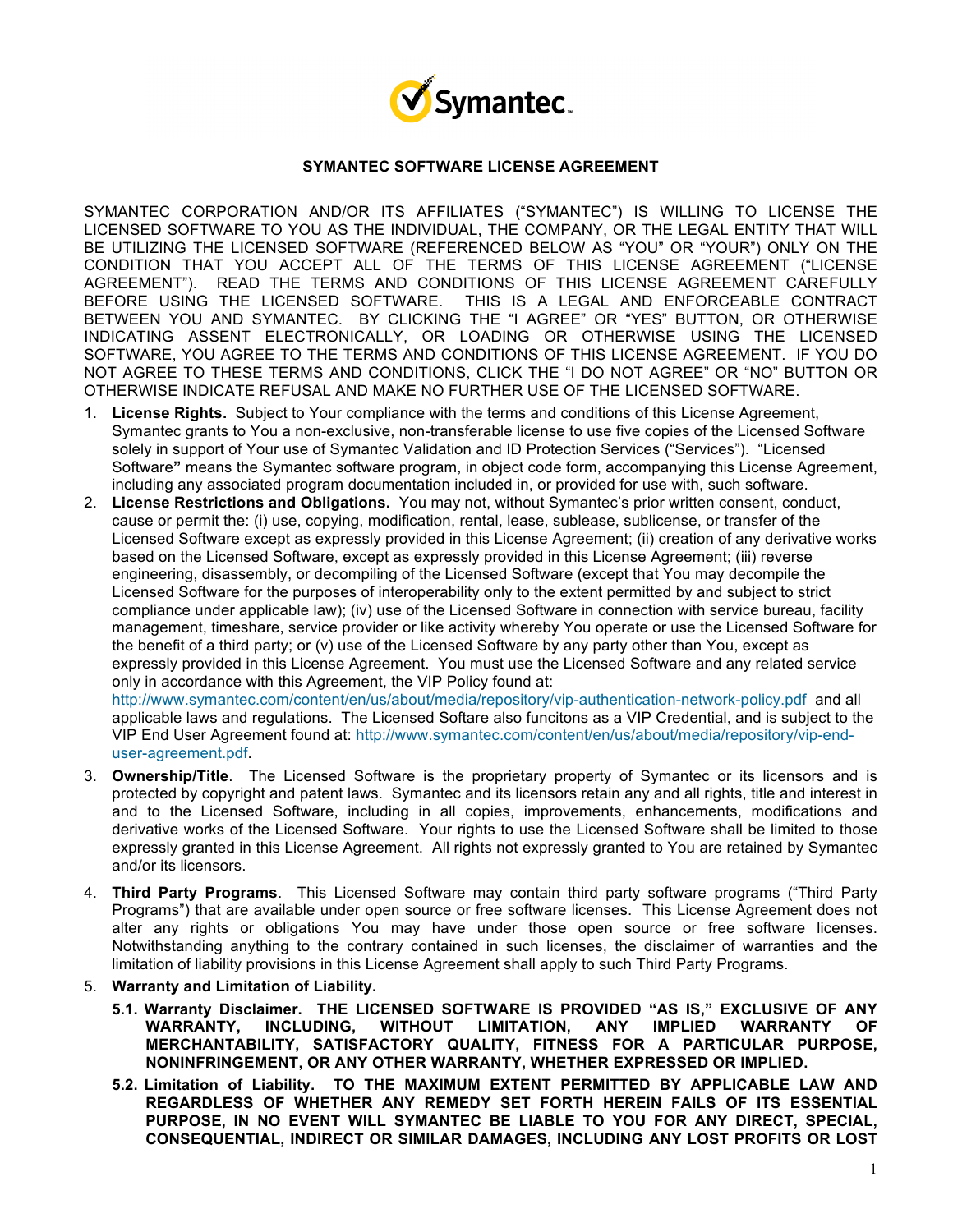Symantec.

## SYMANTEC SOFTWARE LICENSE AGREEMENT

SYMANTEC CORPORATION AND/OR ITS AFFILIATES ("SYMANTEC") IS WILLING TO LICENSE THE LICENSED SOFTWARE TO YOU AS THE INDIVIDUAL, THE COMPANY, OR THE LEGAL ENTITY THAT WILL BE UTILIZING THE LICENSED SOFTWARE (REFERENCED BELOW AS "YOU" OR "YOUR") ONLY ON THE CONDITION THAT YOU ACCEPT ALL OF THE TERMS OF THIS LICENSE AGREEMENT ("LICENSE AGREEMENT"). READ THE TERMS AND CONDITIONS OF THIS LICENSE AGREEMENT CAREFULLY BEFORE USING THE LICENSED SOFTWARE. THIS IS A LEGAL AND ENFORCEABLE CONTRACT BETWEEN YOU AND SYMANTEC. BY CLICKING THE "I AGREE" OR "YES" BUTTON, OR OTHERWISE INDICATING ASSENT ELECTRONICALLY, OR LOADING OR OTHERWISE USING THE LICENSED SOFTWARE, YOU AGREE TO THE TERMS AND CONDITIONS OF THIS LICENSE AGREEMENT. IF YOU DO NOT AGREE TO THESE TERMS AND CONDITIONS, CLICK THE "I DO NOT AGREE" OR "NO" BUTTON OR OTHERWISE INDICATE REFUSAL AND MAKE NO FURTHER USE OF THE LICENSED SOFTWARE.

1. **License Rights.** Subject to Your compliance with the terms and conditions of this License Agreement, Symantec grants to You a non-exclusive, non-transferable license to use five copies of the Licensed Software solely in support of Your use of Symantec Validation and ID Protection Services ("Services"). "Licensed Software**"** means the Symantec software program, in object code form, accompanying this License Agreement, including any associated program documentation included in, or provided for use with, such software.
2. **License Restrictions and Obligations.** You may not, without Symantec's prior written consent, conduct, cause or permit the: (i) use, copying, modification, rental, lease, sublease, sublicense, or transfer of the Licensed Software except as expressly provided in this License Agreement; (ii) creation of any derivative works based on the Licensed Software, except as expressly provided in this License Agreement; (iii) reverse engineering, disassembly, or decompiling of the Licensed Software (except that You may decompile the Licensed Software for the purposes of interoperability only to the extent permitted by and subject to strict compliance under applicable law); (iv) use of the Licensed Software in connection with service bureau, facility management, timeshare, service provider or like activity whereby You operate or use the Licensed Software for the benefit of a third party; or (v) use of the Licensed Software by any party other than You, except as expressly provided in this License Agreement. You must use the Licensed Software and any related service only in accordance with this Agreement, the VIP Policy found at: http://www.symantec.com/content/en/us/about/media/repository/vip-authentication-network-policy.pdf and all applicable laws and regulations. The Licensed Softare also funcitons as a VIP Credential, and is subject to the VIP End User Agreement found at: http://www.symantec.com/content/en/us/about/media/repository/vip-end-user-agreement.pdf.
3. **Ownership/Title**. The Licensed Software is the proprietary property of Symantec or its licensors and is protected by copyright and patent laws. Symantec and its licensors retain any and all rights, title and interest in and to the Licensed Software, including in all copies, improvements, enhancements, modifications and derivative works of the Licensed Software. Your rights to use the Licensed Software shall be limited to those expressly granted in this License Agreement. All rights not expressly granted to You are retained by Symantec and/or its licensors.
4. **Third Party Programs**. This Licensed Software may contain third party software programs ("Third Party Programs") that are available under open source or free software licenses. This License Agreement does not alter any rights or obligations You may have under those open source or free software licenses. Notwithstanding anything to the contrary contained in such licenses, the disclaimer of warranties and the limitation of liability provisions in this License Agreement shall apply to such Third Party Programs.
5. **Warranty and Limitation of Liability.**
   - **5.1. Warranty Disclaimer. THE LICENSED SOFTWARE IS PROVIDED "AS IS," EXCLUSIVE OF ANY WARRANTY, INCLUDING, WITHOUT LIMITATION, ANY IMPLIED WARRANTY OF MERCHANTABILITY, SATISFACTORY QUALITY, FITNESS FOR A PARTICULAR PURPOSE, NONINFRINGEMENT, OR ANY OTHER WARRANTY, WHETHER EXPRESSED OR IMPLIED.**
   - **5.2. Limitation of Liability. TO THE MAXIMUM EXTENT PERMITTED BY APPLICABLE LAW AND REGARDLESS OF WHETHER ANY REMEDY SET FORTH HEREIN FAILS OF ITS ESSENTIAL PURPOSE, IN NO EVENT WILL SYMANTEC BE LIABLE TO YOU FOR ANY DIRECT, SPECIAL, CONSEQUENTIAL, INDIRECT OR SIMILAR DAMAGES, INCLUDING ANY LOST PROFITS OR LOST**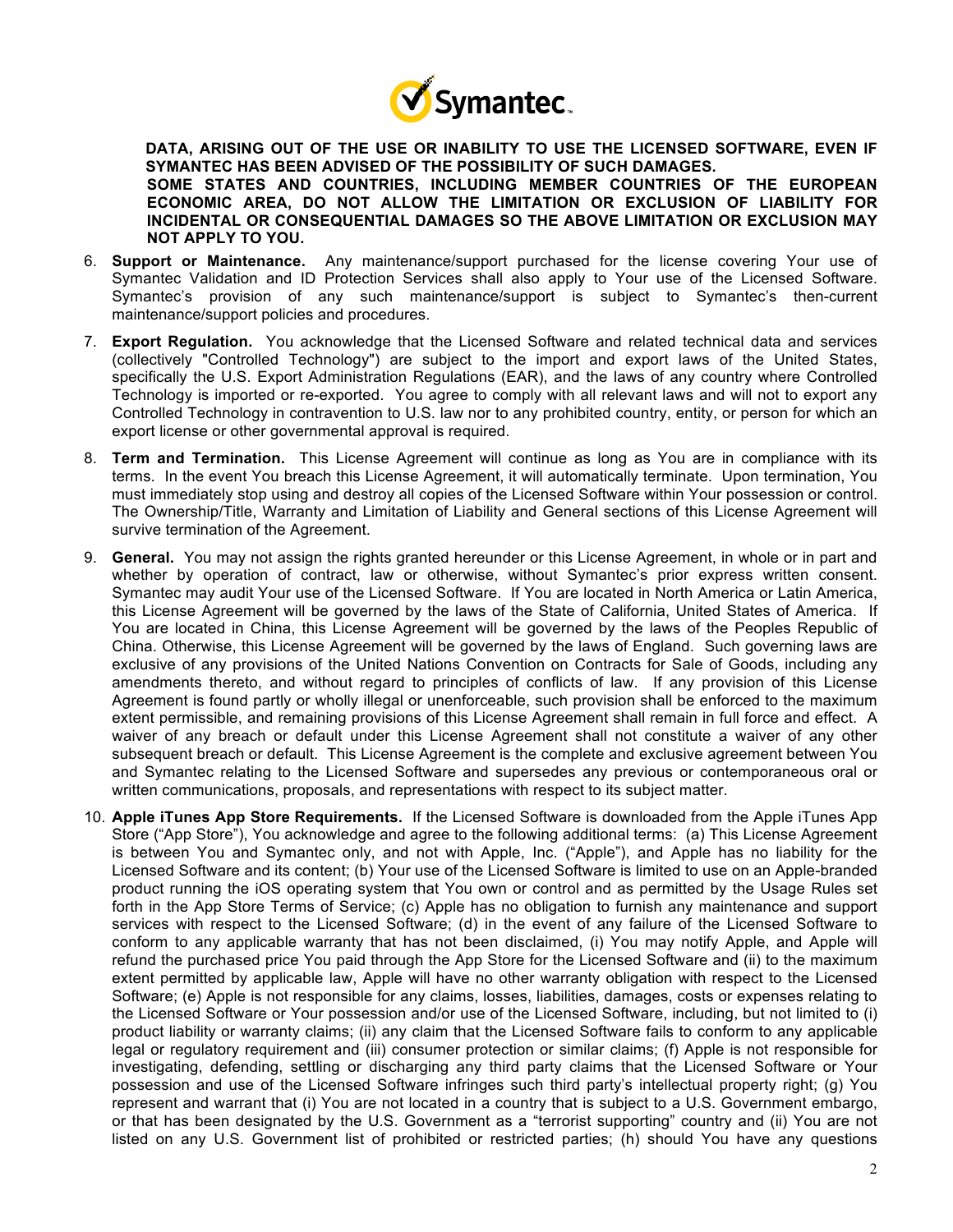**DATA, ARISING OUT OF THE USE OR INABILITY TO USE THE LICENSED SOFTWARE, EVEN IF SYMANTEC HAS BEEN ADVISED OF THE POSSIBILITY OF SUCH DAMAGES.**

**SOME STATES AND COUNTRIES, INCLUDING MEMBER COUNTRIES OF THE EUROPEAN ECONOMIC AREA, DO NOT ALLOW THE LIMITATION OR EXCLUSION OF LIABILITY FOR INCIDENTAL OR CONSEQUENTIAL DAMAGES SO THE ABOVE LIMITATION OR EXCLUSION MAY NOT APPLY TO YOU.**

6. **Support or Maintenance.** Any maintenance/support purchased for the license covering Your use of Symantec Validation and ID Protection Services shall also apply to Your use of the Licensed Software. Symantec's provision of any such maintenance/support is subject to Symantec's then-current maintenance/support policies and procedures.

7. **Export Regulation.** You acknowledge that the Licensed Software and related technical data and services (collectively "Controlled Technology") are subject to the import and export laws of the United States, specifically the U.S. Export Administration Regulations (EAR), and the laws of any country where Controlled Technology is imported or re-exported. You agree to comply with all relevant laws and will not to export any Controlled Technology in contravention to U.S. law nor to any prohibited country, entity, or person for which an export license or other governmental approval is required.

8. **Term and Termination.** This License Agreement will continue as long as You are in compliance with its terms. In the event You breach this License Agreement, it will automatically terminate. Upon termination, You must immediately stop using and destroy all copies of the Licensed Software within Your possession or control. The Ownership/Title, Warranty and Limitation of Liability and General sections of this License Agreement will survive termination of the Agreement.

9. **General.** You may not assign the rights granted hereunder or this License Agreement, in whole or in part and whether by operation of contract, law or otherwise, without Symantec's prior express written consent. Symantec may audit Your use of the Licensed Software. If You are located in North America or Latin America, this License Agreement will be governed by the laws of the State of California, United States of America. If You are located in China, this License Agreement will be governed by the laws of the Peoples Republic of China. Otherwise, this License Agreement will be governed by the laws of England. Such governing laws are exclusive of any provisions of the United Nations Convention on Contracts for Sale of Goods, including any amendments thereto, and without regard to principles of conflicts of law. If any provision of this License Agreement is found partly or wholly illegal or unenforceable, such provision shall be enforced to the maximum extent permissible, and remaining provisions of this License Agreement shall remain in full force and effect. A waiver of any breach or default under this License Agreement shall not constitute a waiver of any other subsequent breach or default. This License Agreement is the complete and exclusive agreement between You and Symantec relating to the Licensed Software and supersedes any previous or contemporaneous oral or written communications, proposals, and representations with respect to its subject matter.

10. **Apple iTunes App Store Requirements.** If the Licensed Software is downloaded from the Apple iTunes App Store ("App Store"), You acknowledge and agree to the following additional terms: (a) This License Agreement is between You and Symantec only, and not with Apple, Inc. ("Apple"), and Apple has no liability for the Licensed Software and its content; (b) Your use of the Licensed Software is limited to use on an Apple-branded product running the iOS operating system that You own or control and as permitted by the Usage Rules set forth in the App Store Terms of Service; (c) Apple has no obligation to furnish any maintenance and support services with respect to the Licensed Software; (d) in the event of any failure of the Licensed Software to conform to any applicable warranty that has not been disclaimed, (i) You may notify Apple, and Apple will refund the purchased price You paid through the App Store for the Licensed Software and (ii) to the maximum extent permitted by applicable law, Apple will have no other warranty obligation with respect to the Licensed Software; (e) Apple is not responsible for any claims, losses, liabilities, damages, costs or expenses relating to the Licensed Software or Your possession and/or use of the Licensed Software, including, but not limited to (i) product liability or warranty claims; (ii) any claim that the Licensed Software fails to conform to any applicable legal or regulatory requirement and (iii) consumer protection or similar claims; (f) Apple is not responsible for investigating, defending, settling or discharging any third party claims that the Licensed Software or Your possession and use of the Licensed Software infringes such third party's intellectual property right; (g) You represent and warrant that (i) You are not located in a country that is subject to a U.S. Government embargo, or that has been designated by the U.S. Government as a "terrorist supporting" country and (ii) You are not listed on any U.S. Government list of prohibited or restricted parties; (h) should You have any questions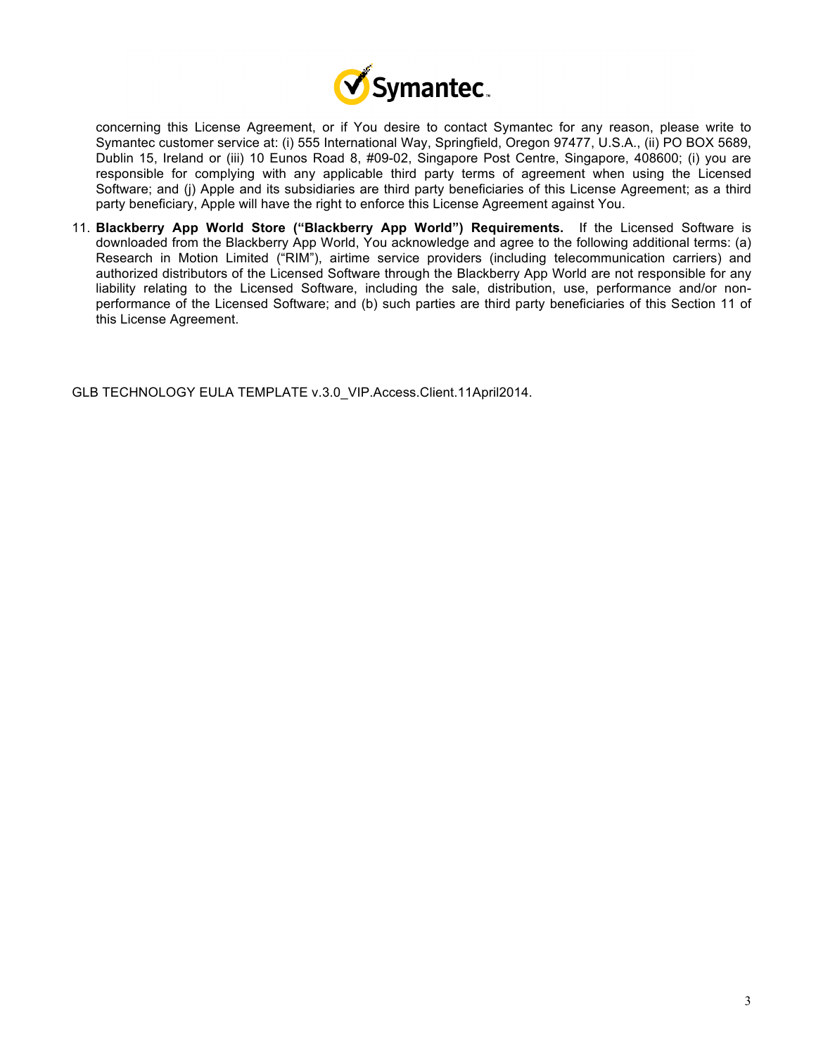concerning this License Agreement, or if You desire to contact Symantec for any reason, please write to Symantec customer service at: (i) 555 International Way, Springfield, Oregon 97477, U.S.A., (ii) PO BOX 5689, Dublin 15, Ireland or (iii) 10 Eunos Road 8, #09-02, Singapore Post Centre, Singapore, 408600; (i) you are responsible for complying with any applicable third party terms of agreement when using the Licensed Software; and (j) Apple and its subsidiaries are third party beneficiaries of this License Agreement; as a third party beneficiary, Apple will have the right to enforce this License Agreement against You.

11. **Blackberry App World Store ("Blackberry App World") Requirements.** If the Licensed Software is downloaded from the Blackberry App World, You acknowledge and agree to the following additional terms: (a) Research in Motion Limited ("RIM"), airtime service providers (including telecommunication carriers) and authorized distributors of the Licensed Software through the Blackberry App World are not responsible for any liability relating to the Licensed Software, including the sale, distribution, use, performance and/or non-performance of the Licensed Software; and (b) such parties are third party beneficiaries of this Section 11 of this License Agreement.

GLB TECHNOLOGY EULA TEMPLATE v.3.0_VIP.Access.Client.11April2014.